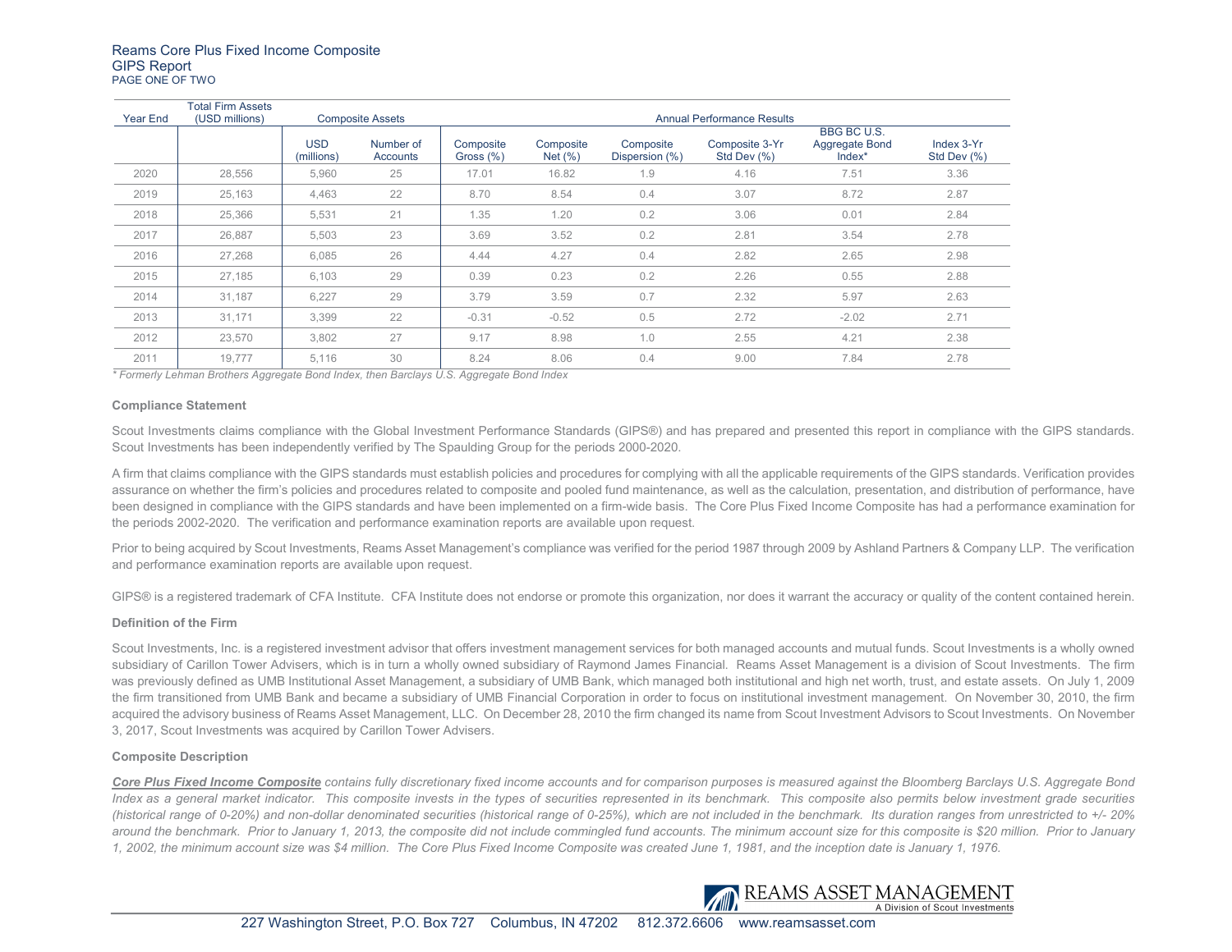# Reams Core Plus Fixed Income Composite

## GIPS Report

PAGE ONE OF TWO

| Year End | Total Firm Assets (USD millions) | Composite Assets | | Annual Performance Results | | | | | |
|---|---|---|---|---|---|---|---|---|---|
| | | USD (millions) | Number of Accounts | Composite Gross (%) | Composite Net (%) | Composite Dispersion (%) | Composite 3-Yr Std Dev (%) | BBG BC U.S. Aggregate Bond Index* | Index 3-Yr Std Dev (%) |
| 2020 | 28,556 | 5,960 | 25 | 17.01 | 16.82 | 1.9 | 4.16 | 7.51 | 3.36 |
| 2019 | 25,163 | 4,463 | 22 | 8.70 | 8.54 | 0.4 | 3.07 | 8.72 | 2.87 |
| 2018 | 25,366 | 5,531 | 21 | 1.35 | 1.20 | 0.2 | 3.06 | 0.01 | 2.84 |
| 2017 | 26,887 | 5,503 | 23 | 3.69 | 3.52 | 0.2 | 2.81 | 3.54 | 2.78 |
| 2016 | 27,268 | 6,085 | 26 | 4.44 | 4.27 | 0.4 | 2.82 | 2.65 | 2.98 |
| 2015 | 27,185 | 6,103 | 29 | 0.39 | 0.23 | 0.2 | 2.26 | 0.55 | 2.88 |
| 2014 | 31,187 | 6,227 | 29 | 3.79 | 3.59 | 0.7 | 2.32 | 5.97 | 2.63 |
| 2013 | 31,171 | 3,399 | 22 | -0.31 | -0.52 | 0.5 | 2.72 | -2.02 | 2.71 |
| 2012 | 23,570 | 3,802 | 27 | 9.17 | 8.98 | 1.0 | 2.55 | 4.21 | 2.38 |
| 2011 | 19,777 | 5,116 | 30 | 8.24 | 8.06 | 0.4 | 9.00 | 7.84 | 2.78 |

*\* Formerly Lehman Brothers Aggregate Bond Index, then Barclays U.S. Aggregate Bond Index*

**Compliance Statement**

Scout Investments claims compliance with the Global Investment Performance Standards (GIPS®) and has prepared and presented this report in compliance with the GIPS standards. Scout Investments has been independently verified by The Spaulding Group for the periods 2000-2020.

A firm that claims compliance with the GIPS standards must establish policies and procedures for complying with all the applicable requirements of the GIPS standards. Verification provides assurance on whether the firm's policies and procedures related to composite and pooled fund maintenance, as well as the calculation, presentation, and distribution of performance, have been designed in compliance with the GIPS standards and have been implemented on a firm-wide basis. The Core Plus Fixed Income Composite has had a performance examination for the periods 2002-2020. The verification and performance examination reports are available upon request.

Prior to being acquired by Scout Investments, Reams Asset Management's compliance was verified for the period 1987 through 2009 by Ashland Partners & Company LLP. The verification and performance examination reports are available upon request.

GIPS® is a registered trademark of CFA Institute. CFA Institute does not endorse or promote this organization, nor does it warrant the accuracy or quality of the content contained herein.

**Definition of the Firm**

Scout Investments, Inc. is a registered investment advisor that offers investment management services for both managed accounts and mutual funds. Scout Investments is a wholly owned subsidiary of Carillon Tower Advisers, which is in turn a wholly owned subsidiary of Raymond James Financial. Reams Asset Management is a division of Scout Investments. The firm was previously defined as UMB Institutional Asset Management, a subsidiary of UMB Bank, which managed both institutional and high net worth, trust, and estate assets. On July 1, 2009 the firm transitioned from UMB Bank and became a subsidiary of UMB Financial Corporation in order to focus on institutional investment management. On November 30, 2010, the firm acquired the advisory business of Reams Asset Management, LLC. On December 28, 2010 the firm changed its name from Scout Investment Advisors to Scout Investments. On November 3, 2017, Scout Investments was acquired by Carillon Tower Advisers.

**Composite Description**

***Core Plus Fixed Income Composite*** *contains fully discretionary fixed income accounts and for comparison purposes is measured against the Bloomberg Barclays U.S. Aggregate Bond Index as a general market indicator. This composite invests in the types of securities represented in its benchmark. This composite also permits below investment grade securities (historical range of 0-20%) and non-dollar denominated securities (historical range of 0-25%), which are not included in the benchmark. Its duration ranges from unrestricted to +/- 20% around the benchmark. Prior to January 1, 2013, the composite did not include commingled fund accounts. The minimum account size for this composite is $20 million. Prior to January 1, 2002, the minimum account size was $4 million. The Core Plus Fixed Income Composite was created June 1, 1981, and the inception date is January 1, 1976.*

REAMS ASSET MANAGEMENT
A Division of Scout Investments

227 Washington Street, P.O. Box 727 Columbus, IN 47202 812.372.6606 www.reamsasset.com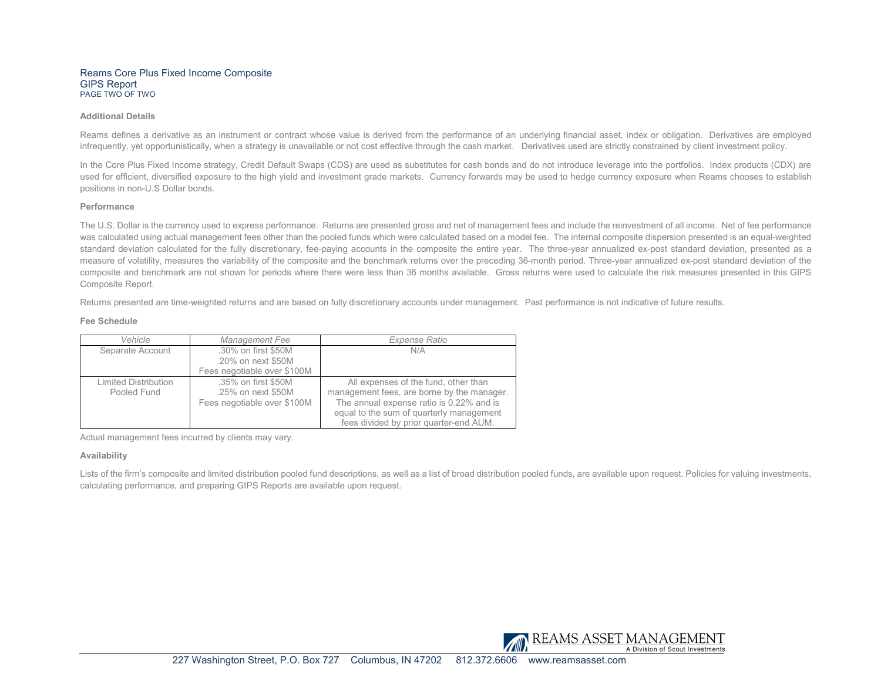# Reams Core Plus Fixed Income Composite

## GIPS Report

### Additional Details

Reams defines a derivative as an instrument or contract whose value is derived from the performance of an underlying financial asset, index or obligation. Derivatives are employed infrequently, yet opportunistically, when a strategy is unavailable or not cost effective through the cash market. Derivatives used are strictly constrained by client investment policy.

In the Core Plus Fixed Income strategy, Credit Default Swaps (CDS) are used as substitutes for cash bonds and do not introduce leverage into the portfolios. Index products (CDX) are used for efficient, diversified exposure to the high yield and investment grade markets. Currency forwards may be used to hedge currency exposure when Reams chooses to establish positions in non-U.S Dollar bonds.

### Performance

The U.S. Dollar is the currency used to express performance. Returns are presented gross and net of management fees and include the reinvestment of all income. Net of fee performance was calculated using actual management fees other than the pooled funds which were calculated based on a model fee. The internal composite dispersion presented is an equal-weighted standard deviation calculated for the fully discretionary, fee-paying accounts in the composite the entire year. The three-year annualized ex-post standard deviation, presented as a measure of volatility, measures the variability of the composite and the benchmark returns over the preceding 36-month period. Three-year annualized ex-post standard deviation of the composite and benchmark are not shown for periods where there were less than 36 months available. Gross returns were used to calculate the risk measures presented in this GIPS Composite Report.

Returns presented are time-weighted returns and are based on fully discretionary accounts under management. Past performance is not indicative of future results.

### Fee Schedule

| *Vehicle* | *Management Fee* | *Expense Ratio* |
|---|---|---|
| Separate Account | .30% on first \$50M<br>.20% on next \$50M<br>Fees negotiable over \$100M | N/A |
| Limited Distribution Pooled Fund | .35% on first \$50M<br>.25% on next \$50M<br>Fees negotiable over \$100M | All expenses of the fund, other than management fees, are borne by the manager. The annual expense ratio is 0.22% and is equal to the sum of quarterly management fees divided by prior quarter-end AUM. |

Actual management fees incurred by clients may vary.

### Availability

Lists of the firm's composite and limited distribution pooled fund descriptions, as well as a list of broad distribution pooled funds, are available upon request. Policies for valuing investments, calculating performance, and preparing GIPS Reports are available upon request.

REAMS ASSET MANAGEMENT
A Division of Scout Investments

227 Washington Street, P.O. Box 727 Columbus, IN 47202 812.372.6606 www.reamsasset.com